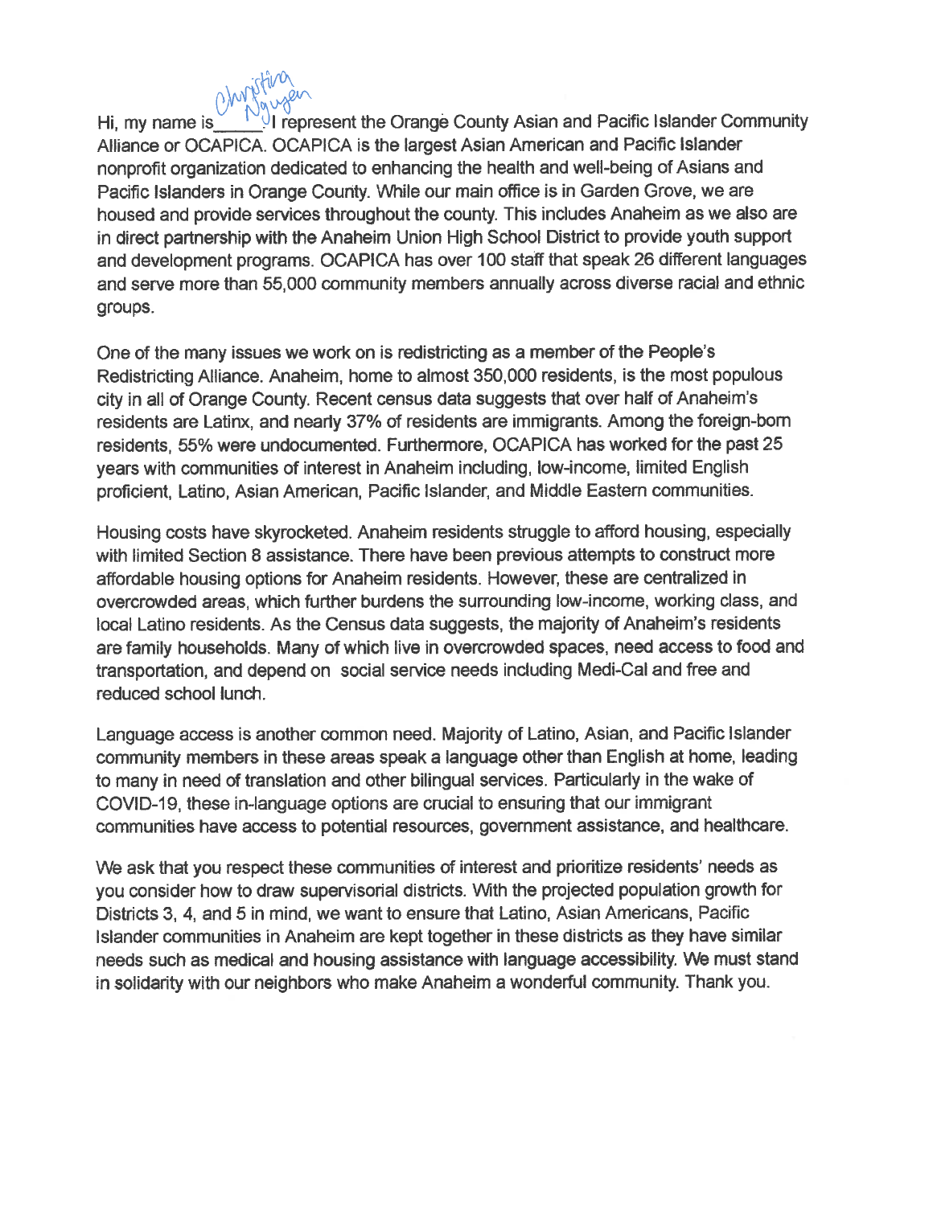Hi, my name is Christina Nguyen. I represent the Orange County Asian and Pacific Islander Community Alliance or OCAPICA. OCAPICA is the largest Asian American and Pacific Islander nonprofit organization dedicated to enhancing the health and well-being of Asians and Pacific Islanders in Orange County. While our main office is in Garden Grove, we are housed and provide services throughout the county. This includes Anaheim as we also are in direct partnership with the Anaheim Union High School District to provide youth support and development programs. OCAPICA has over 100 staff that speak 26 different languages and serve more than 55,000 community members annually across diverse racial and ethnic groups.

One of the many issues we work on is redistricting as a member of the People's Redistricting Alliance. Anaheim, home to almost 350,000 residents, is the most populous city in all of Orange County. Recent census data suggests that over half of Anaheim's residents are Latinx, and nearly 37% of residents are immigrants. Among the foreign-born residents, 55% were undocumented. Furthermore, OCAPICA has worked for the past 25 years with communities of interest in Anaheim including, low-income, limited English proficient, Latino, Asian American, Pacific Islander, and Middle Eastern communities.

Housing costs have skyrocketed. Anaheim residents struggle to afford housing, especially with limited Section 8 assistance. There have been previous attempts to construct more affordable housing options for Anaheim residents. However, these are centralized in overcrowded areas, which further burdens the surrounding low-income, working class, and local Latino residents. As the Census data suggests, the majority of Anaheim's residents are family households. Many of which live in overcrowded spaces, need access to food and transportation, and depend on social service needs including Medi-Cal and free and reduced school lunch.

Language access is another common need. Majority of Latino, Asian, and Pacific Islander community members in these areas speak a language other than English at home, leading to many in need of translation and other bilingual services. Particularly in the wake of COVID-19, these in-language options are crucial to ensuring that our immigrant communities have access to potential resources, government assistance, and healthcare.

We ask that you respect these communities of interest and prioritize residents' needs as you consider how to draw supervisorial districts. With the projected population growth for Districts 3, 4, and 5 in mind, we want to ensure that Latino, Asian Americans, Pacific Islander communities in Anaheim are kept together in these districts as they have similar needs such as medical and housing assistance with language accessibility. We must stand in solidarity with our neighbors who make Anaheim a wonderful community. Thank you.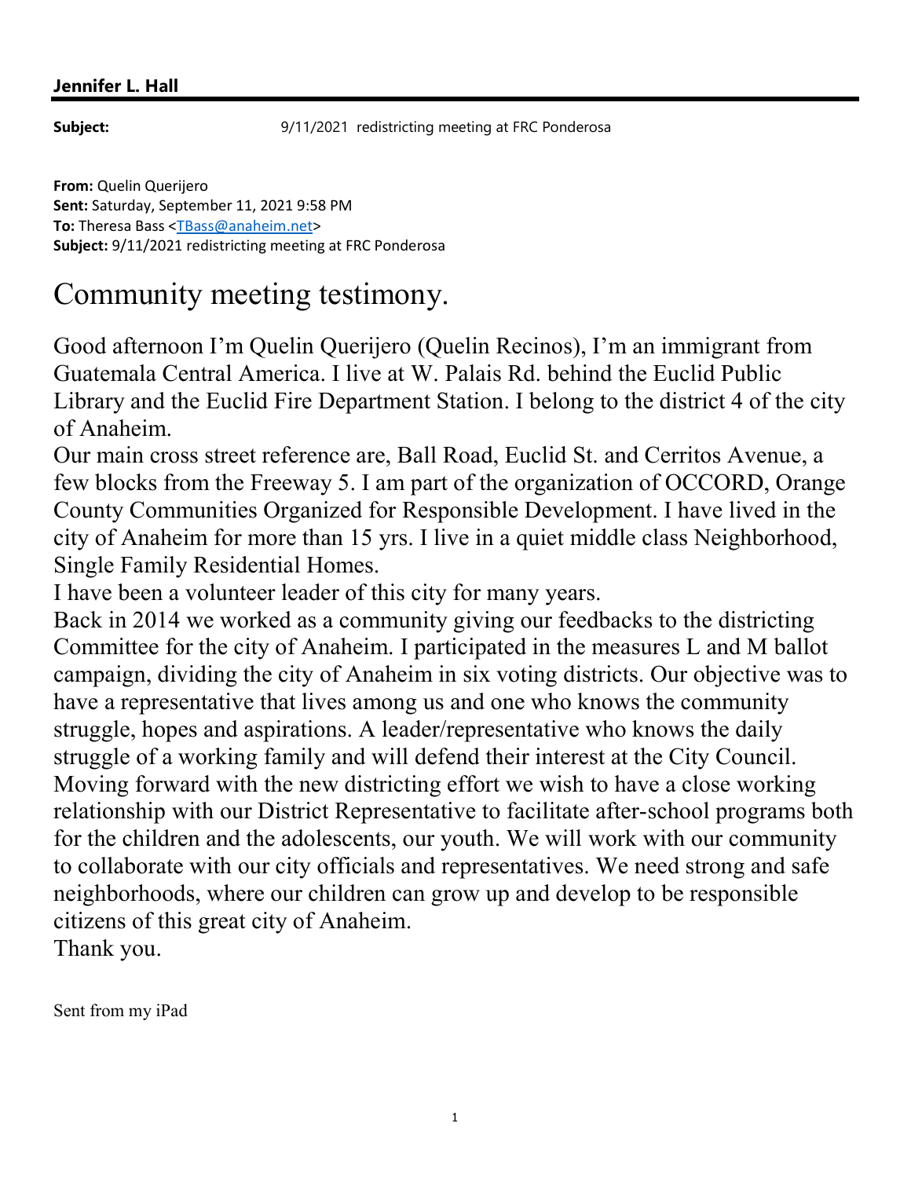**Jennifer L. Hall**

**Subject:** 9/11/2021 redistricting meeting at FRC Ponderosa

**From:** Quelin Querijero
**Sent:** Saturday, September 11, 2021 9:58 PM
**To:** Theresa Bass <TBass@anaheim.net>
**Subject:** 9/11/2021 redistricting meeting at FRC Ponderosa

# Community meeting testimony.

Good afternoon I'm Quelin Querijero (Quelin Recinos), I'm an immigrant from Guatemala Central America. I live at W. Palais Rd. behind the Euclid Public Library and the Euclid Fire Department Station. I belong to the district 4 of the city of Anaheim.
Our main cross street reference are, Ball Road, Euclid St. and Cerritos Avenue, a few blocks from the Freeway 5. I am part of the organization of OCCORD, Orange County Communities Organized for Responsible Development. I have lived in the city of Anaheim for more than 15 yrs. I live in a quiet middle class Neighborhood, Single Family Residential Homes.
I have been a volunteer leader of this city for many years.
Back in 2014 we worked as a community giving our feedbacks to the districting Committee for the city of Anaheim. I participated in the measures L and M ballot campaign, dividing the city of Anaheim in six voting districts. Our objective was to have a representative that lives among us and one who knows the community struggle, hopes and aspirations. A leader/representative who knows the daily struggle of a working family and will defend their interest at the City Council.
Moving forward with the new districting effort we wish to have a close working relationship with our District Representative to facilitate after-school programs both for the children and the adolescents, our youth. We will work with our community to collaborate with our city officials and representatives. We need strong and safe neighborhoods, where our children can grow up and develop to be responsible citizens of this great city of Anaheim.
Thank you.

Sent from my iPad